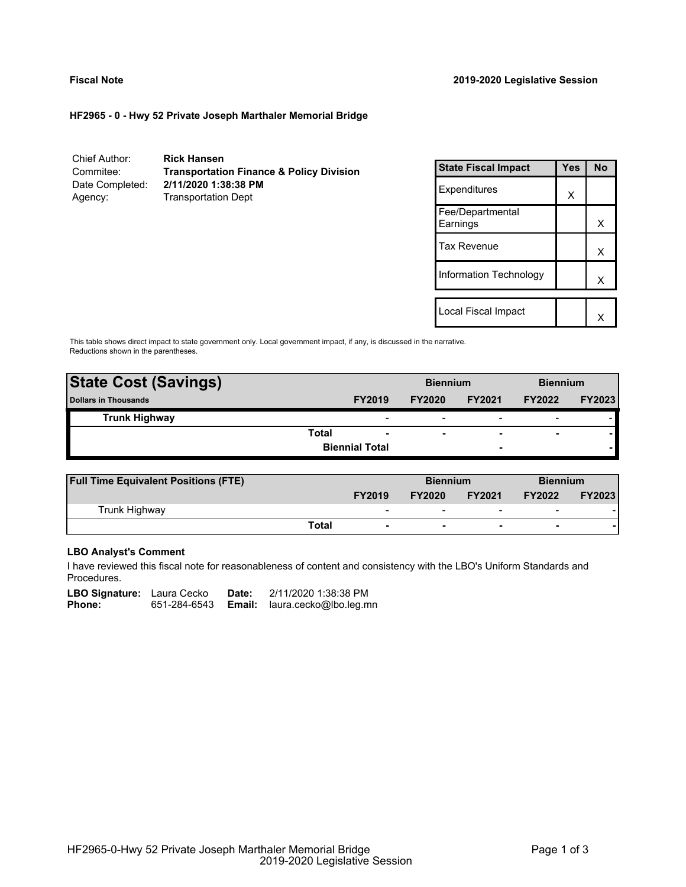**Fiscal Note** **2019-2020 Legislative Session**

**HF2965 - 0 - Hwy 52 Private Joseph Marthaler Memorial Bridge**

| | |
|---|---|
| Chief Author: | **Rick Hansen** |
| Commitee: | **Transportation Finance & Policy Division** |
| Date Completed: | **2/11/2020 1:38:38 PM** |
| Agency: | Transportation Dept |

| State Fiscal Impact | Yes | No |
|---|---|---|
| Expenditures | X | |
| Fee/Departmental Earnings | | X |
| Tax Revenue | | X |
| Information Technology | | X |
| Local Fiscal Impact | | X |

This table shows direct impact to state government only. Local government impact, if any, is discussed in the narrative. Reductions shown in the parentheses.

| **State Cost (Savings)** | | | **Biennium** | | **Biennium** | |
|---|---|---|---|---|---|---|
| **Dollars in Thousands** | | **FY2019** | **FY2020** | **FY2021** | **FY2022** | **FY2023** |
| **Trunk Highway** | | - | - | - | - | - |
| | **Total** | - | - | - | - | - |
| | **Biennial Total** | | | - | | - |

| **Full Time Equivalent Positions (FTE)** | | | **Biennium** | | **Biennium** | |
|---|---|---|---|---|---|---|
| | | **FY2019** | **FY2020** | **FY2021** | **FY2022** | **FY2023** |
| Trunk Highway | | - | - | - | - | - |
| | **Total** | - | - | - | - | - |

**LBO Analyst's Comment**

I have reviewed this fiscal note for reasonableness of content and consistency with the LBO's Uniform Standards and Procedures.

**LBO Signature:** Laura Cecko **Date:** 2/11/2020 1:38:38 PM
**Phone:** 651-284-6543 **Email:** laura.cecko@lbo.leg.mn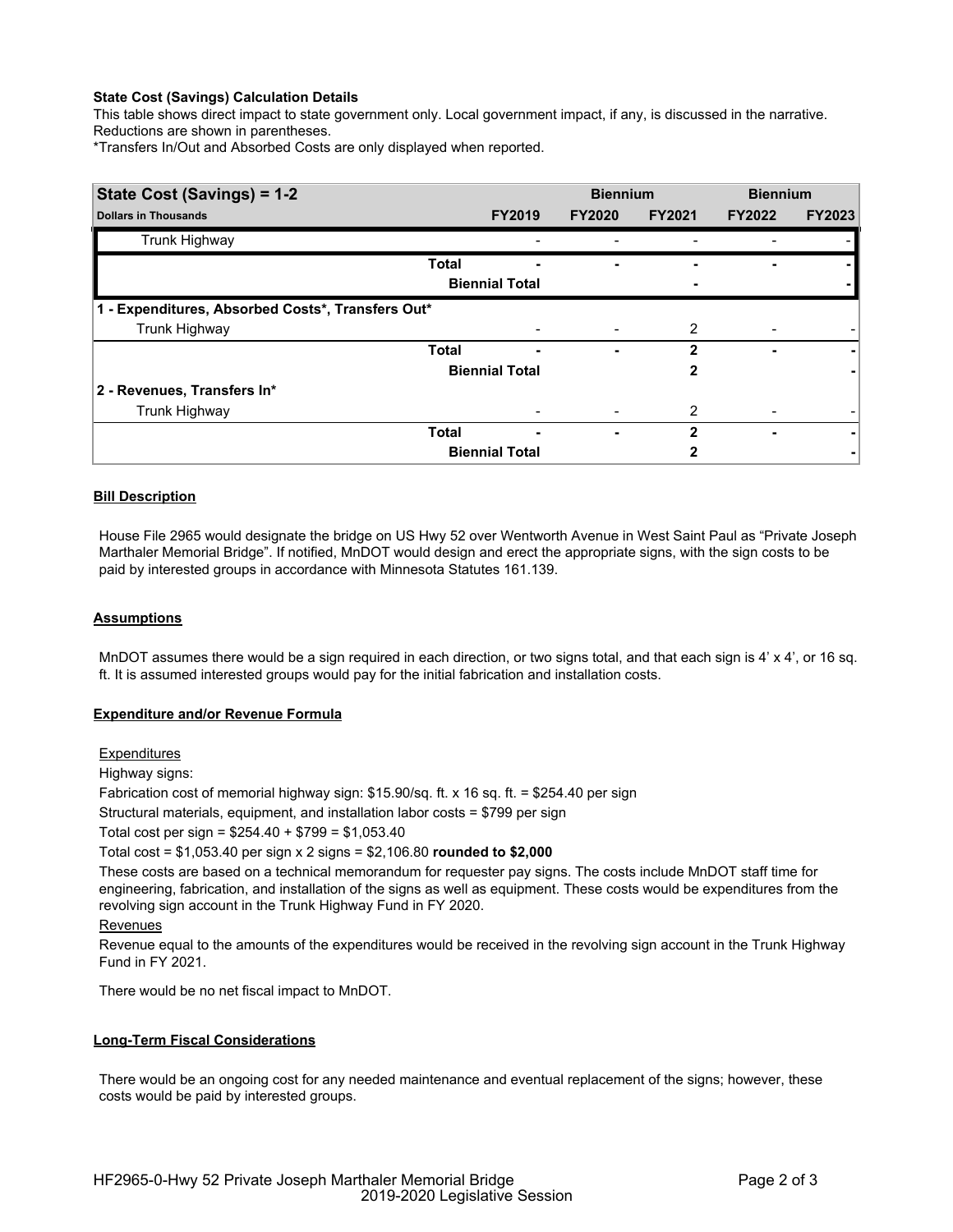**State Cost (Savings) Calculation Details**

This table shows direct impact to state government only. Local government impact, if any, is discussed in the narrative. Reductions are shown in parentheses.

*Transfers In/Out and Absorbed Costs are only displayed when reported.

| State Cost (Savings) = 1-2 | | Biennium | | Biennium | |
|---|---|---|---|---|---|
| Dollars in Thousands | FY2019 | FY2020 | FY2021 | FY2022 | FY2023 |
| Trunk Highway | - | - | - | - | - |
| Total | - | - | - | - | - |
| Biennial Total | | | - | | - |
| **1 - Expenditures, Absorbed Costs*, Transfers Out*** | | | | | |
| Trunk Highway | - | - | 2 | - | - |
| Total | - | - | 2 | - | - |
| Biennial Total | | | 2 | | - |
| **2 - Revenues, Transfers In*** | | | | | |
| Trunk Highway | - | - | 2 | - | - |
| Total | - | - | 2 | - | - |
| Biennial Total | | | 2 | | - |

**Bill Description**

House File 2965 would designate the bridge on US Hwy 52 over Wentworth Avenue in West Saint Paul as "Private Joseph Marthaler Memorial Bridge". If notified, MnDOT would design and erect the appropriate signs, with the sign costs to be paid by interested groups in accordance with Minnesota Statutes 161.139.

**Assumptions**

MnDOT assumes there would be a sign required in each direction, or two signs total, and that each sign is 4' x 4', or 16 sq. ft. It is assumed interested groups would pay for the initial fabrication and installation costs.

**Expenditure and/or Revenue Formula**

Expenditures

Highway signs:

Fabrication cost of memorial highway sign: $15.90/sq. ft. x 16 sq. ft. = $254.40 per sign

Structural materials, equipment, and installation labor costs = $799 per sign

Total cost per sign = $254.40 + $799 = $1,053.40

Total cost = $1,053.40 per sign x 2 signs = $2,106.80 **rounded to $2,000**

These costs are based on a technical memorandum for requester pay signs. The costs include MnDOT staff time for engineering, fabrication, and installation of the signs as well as equipment. These costs would be expenditures from the revolving sign account in the Trunk Highway Fund in FY 2020.

Revenues

Revenue equal to the amounts of the expenditures would be received in the revolving sign account in the Trunk Highway Fund in FY 2021.

There would be no net fiscal impact to MnDOT.

**Long-Term Fiscal Considerations**

There would be an ongoing cost for any needed maintenance and eventual replacement of the signs; however, these costs would be paid by interested groups.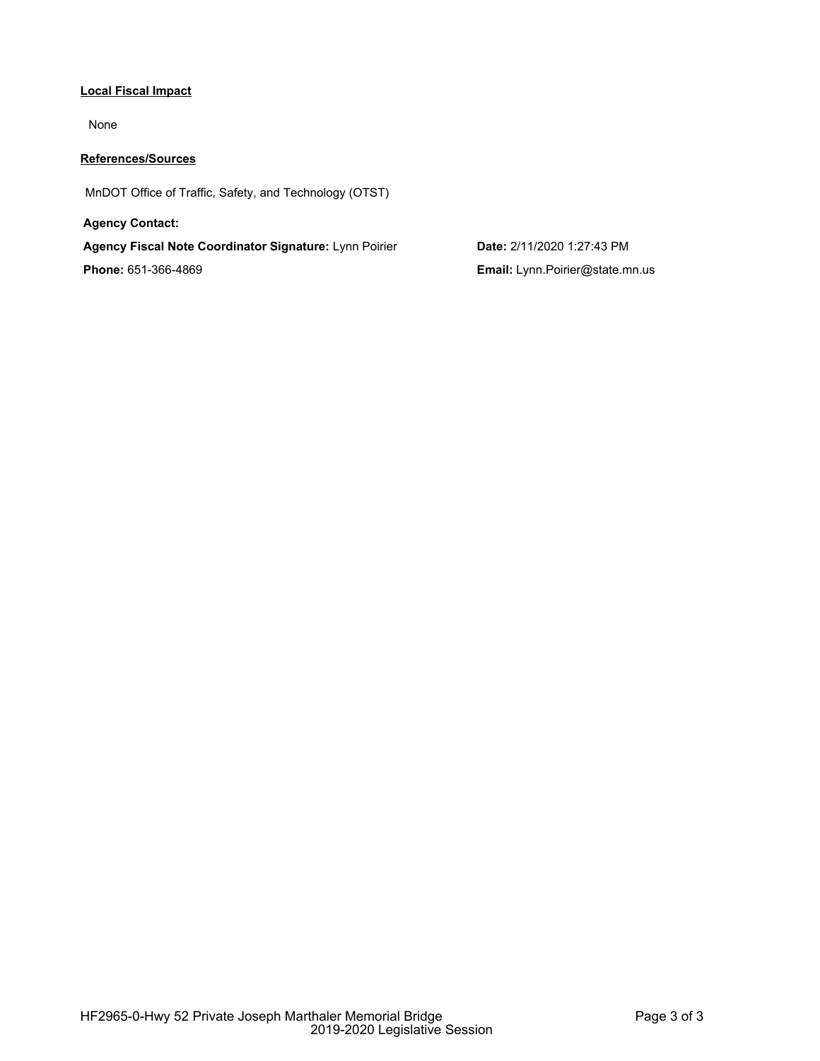**Local Fiscal Impact**

None

**References/Sources**

MnDOT Office of Traffic, Safety, and Technology (OTST)

**Agency Contact:**

**Agency Fiscal Note Coordinator Signature:** Lynn Poirier

**Date:** 2/11/2020 1:27:43 PM

**Phone:** 651-366-4869

**Email:** Lynn.Poirier@state.mn.us